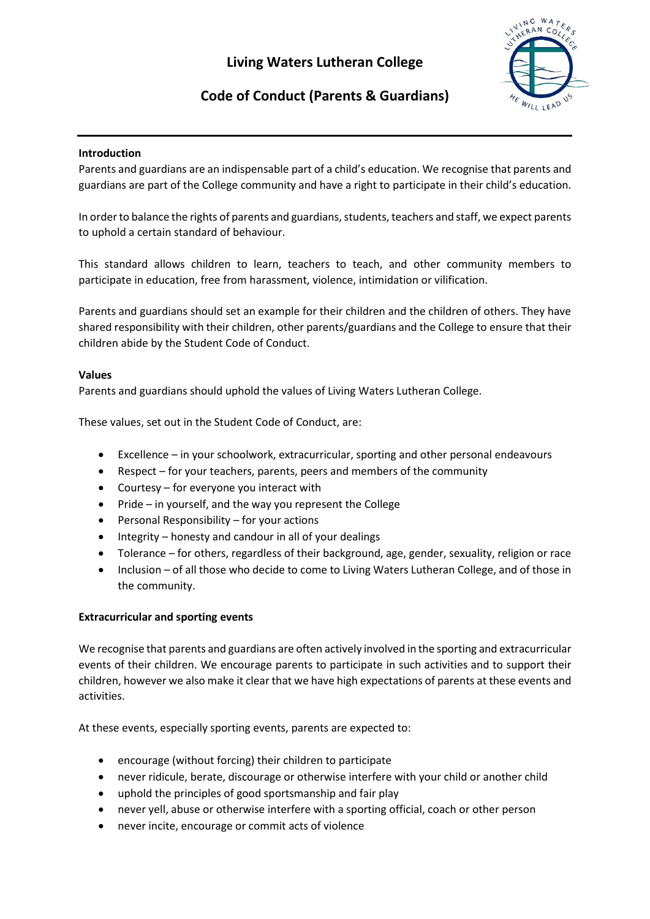# Living Waters Lutheran College

## Code of Conduct (Parents & Guardians)

---

**Introduction**

Parents and guardians are an indispensable part of a child's education. We recognise that parents and guardians are part of the College community and have a right to participate in their child's education.

In order to balance the rights of parents and guardians, students, teachers and staff, we expect parents to uphold a certain standard of behaviour.

This standard allows children to learn, teachers to teach, and other community members to participate in education, free from harassment, violence, intimidation or vilification.

Parents and guardians should set an example for their children and the children of others. They have shared responsibility with their children, other parents/guardians and the College to ensure that their children abide by the Student Code of Conduct.

**Values**

Parents and guardians should uphold the values of Living Waters Lutheran College.

These values, set out in the Student Code of Conduct, are:

- Excellence – in your schoolwork, extracurricular, sporting and other personal endeavours
- Respect – for your teachers, parents, peers and members of the community
- Courtesy – for everyone you interact with
- Pride – in yourself, and the way you represent the College
- Personal Responsibility – for your actions
- Integrity – honesty and candour in all of your dealings
- Tolerance – for others, regardless of their background, age, gender, sexuality, religion or race
- Inclusion – of all those who decide to come to Living Waters Lutheran College, and of those in the community.

**Extracurricular and sporting events**

We recognise that parents and guardians are often actively involved in the sporting and extracurricular events of their children. We encourage parents to participate in such activities and to support their children, however we also make it clear that we have high expectations of parents at these events and activities.

At these events, especially sporting events, parents are expected to:

- encourage (without forcing) their children to participate
- never ridicule, berate, discourage or otherwise interfere with your child or another child
- uphold the principles of good sportsmanship and fair play
- never yell, abuse or otherwise interfere with a sporting official, coach or other person
- never incite, encourage or commit acts of violence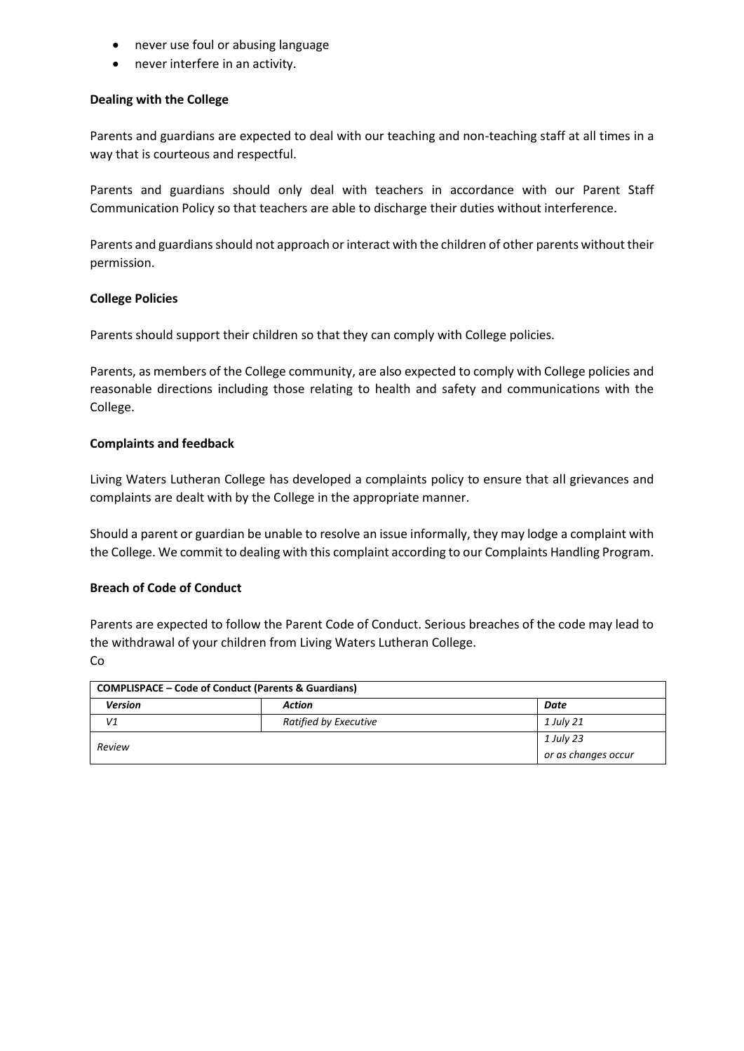- never use foul or abusing language
- never interfere in an activity.

**Dealing with the College**

Parents and guardians are expected to deal with our teaching and non-teaching staff at all times in a way that is courteous and respectful.

Parents and guardians should only deal with teachers in accordance with our Parent Staff Communication Policy so that teachers are able to discharge their duties without interference.

Parents and guardians should not approach or interact with the children of other parents without their permission.

**College Policies**

Parents should support their children so that they can comply with College policies.

Parents, as members of the College community, are also expected to comply with College policies and reasonable directions including those relating to health and safety and communications with the College.

**Complaints and feedback**

Living Waters Lutheran College has developed a complaints policy to ensure that all grievances and complaints are dealt with by the College in the appropriate manner.

Should a parent or guardian be unable to resolve an issue informally, they may lodge a complaint with the College. We commit to dealing with this complaint according to our Complaints Handling Program.

**Breach of Code of Conduct**

Parents are expected to follow the Parent Code of Conduct. Serious breaches of the code may lead to the withdrawal of your children from Living Waters Lutheran College.
Co

| **COMPLISPACE – Code of Conduct (Parents & Guardians)** | | |
|---|---|---|
| ***Version*** | ***Action*** | ***Date*** |
| *V1* | *Ratified by Executive* | *1 July 21* |
| *Review* | | *1 July 23*<br>*or as changes occur* |